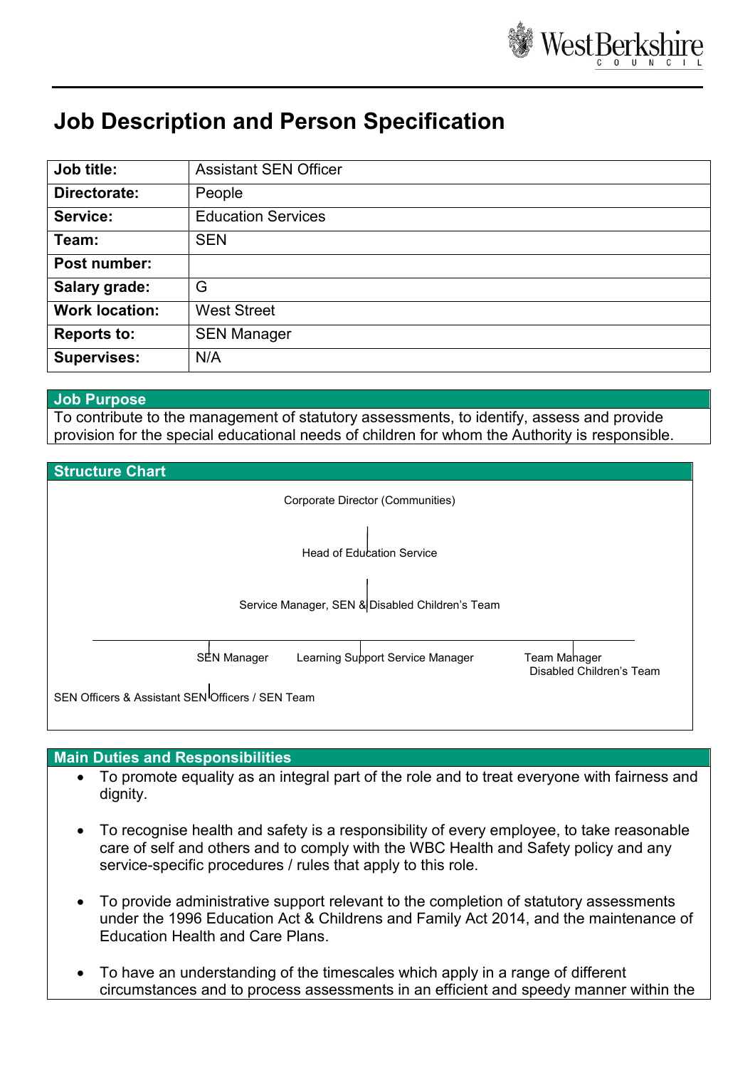# Job Description and Person Specification

| | |
|---|---|
| **Job title:** | Assistant SEN Officer |
| **Directorate:** | People |
| **Service:** | Education Services |
| **Team:** | SEN |
| **Post number:** | |
| **Salary grade:** | G |
| **Work location:** | West Street |
| **Reports to:** | SEN Manager |
| **Supervises:** | N/A |

## Job Purpose

To contribute to the management of statutory assessments, to identify, assess and provide provision for the special educational needs of children for whom the Authority is responsible.

## Structure Chart

Corporate Director (Communities)

Head of Education Service

Service Manager, SEN & Disabled Children's Team

SEN Manager | Learning Support Service Manager | Team Manager Disabled Children's Team

SEN Officers & Assistant SEN Officers / SEN Team

## Main Duties and Responsibilities

- To promote equality as an integral part of the role and to treat everyone with fairness and dignity.
- To recognise health and safety is a responsibility of every employee, to take reasonable care of self and others and to comply with the WBC Health and Safety policy and any service-specific procedures / rules that apply to this role.
- To provide administrative support relevant to the completion of statutory assessments under the 1996 Education Act & Childrens and Family Act 2014, and the maintenance of Education Health and Care Plans.
- To have an understanding of the timescales which apply in a range of different circumstances and to process assessments in an efficient and speedy manner within the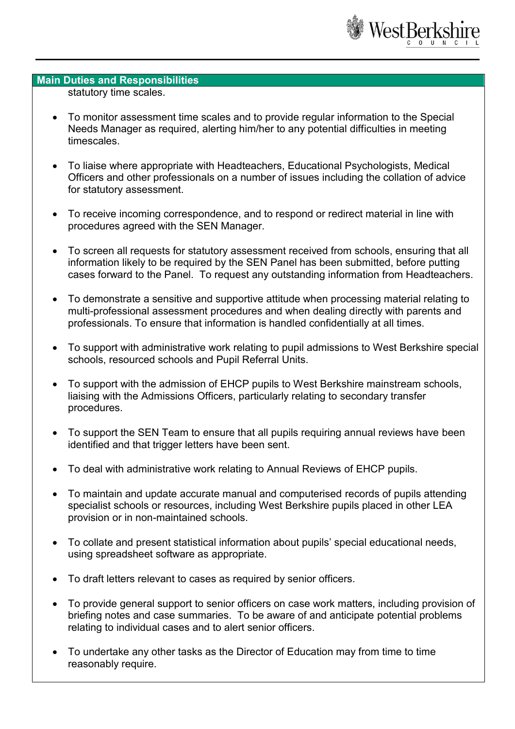## Main Duties and Responsibilities

statutory time scales.

- To monitor assessment time scales and to provide regular information to the Special Needs Manager as required, alerting him/her to any potential difficulties in meeting timescales.
- To liaise where appropriate with Headteachers, Educational Psychologists, Medical Officers and other professionals on a number of issues including the collation of advice for statutory assessment.
- To receive incoming correspondence, and to respond or redirect material in line with procedures agreed with the SEN Manager.
- To screen all requests for statutory assessment received from schools, ensuring that all information likely to be required by the SEN Panel has been submitted, before putting cases forward to the Panel. To request any outstanding information from Headteachers.
- To demonstrate a sensitive and supportive attitude when processing material relating to multi-professional assessment procedures and when dealing directly with parents and professionals. To ensure that information is handled confidentially at all times.
- To support with administrative work relating to pupil admissions to West Berkshire special schools, resourced schools and Pupil Referral Units.
- To support with the admission of EHCP pupils to West Berkshire mainstream schools, liaising with the Admissions Officers, particularly relating to secondary transfer procedures.
- To support the SEN Team to ensure that all pupils requiring annual reviews have been identified and that trigger letters have been sent.
- To deal with administrative work relating to Annual Reviews of EHCP pupils.
- To maintain and update accurate manual and computerised records of pupils attending specialist schools or resources, including West Berkshire pupils placed in other LEA provision or in non-maintained schools.
- To collate and present statistical information about pupils' special educational needs, using spreadsheet software as appropriate.
- To draft letters relevant to cases as required by senior officers.
- To provide general support to senior officers on case work matters, including provision of briefing notes and case summaries. To be aware of and anticipate potential problems relating to individual cases and to alert senior officers.
- To undertake any other tasks as the Director of Education may from time to time reasonably require.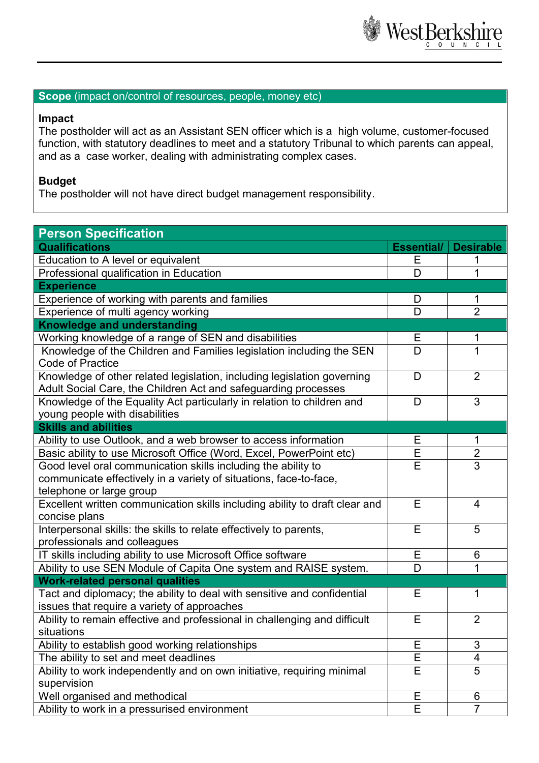| **Scope** (impact on/control of resources, people, money etc) |
|---|
| **Impact**<br>The postholder will act as an Assistant SEN officer which is a high volume, customer-focused function, with statutory deadlines to meet and a statutory Tribunal to which parents can appeal, and as a case worker, dealing with administrating complex cases.<br><br>**Budget**<br>The postholder will not have direct budget management responsibility. |

| **Person Specification** | | |
|---|---|---|
| **Qualifications** | **Essential/** | **Desirable** |
| Education to A level or equivalent | E | 1 |
| Professional qualification in Education | D | 1 |
| **Experience** | | |
| Experience of working with parents and families | D | 1 |
| Experience of multi agency working | D | 2 |
| **Knowledge and understanding** | | |
| Working knowledge of a range of SEN and disabilities | E | 1 |
| Knowledge of the Children and Families legislation including the SEN Code of Practice | D | 1 |
| Knowledge of other related legislation, including legislation governing Adult Social Care, the Children Act and safeguarding processes | D | 2 |
| Knowledge of the Equality Act particularly in relation to children and young people with disabilities | D | 3 |
| **Skills and abilities** | | |
| Ability to use Outlook, and a web browser to access information | E | 1 |
| Basic ability to use Microsoft Office (Word, Excel, PowerPoint etc) | E | 2 |
| Good level oral communication skills including the ability to communicate effectively in a variety of situations, face-to-face, telephone or large group | E | 3 |
| Excellent written communication skills including ability to draft clear and concise plans | E | 4 |
| Interpersonal skills: the skills to relate effectively to parents, professionals and colleagues | E | 5 |
| IT skills including ability to use Microsoft Office software | E | 6 |
| Ability to use SEN Module of Capita One system and RAISE system. | D | 1 |
| **Work-related personal qualities** | | |
| Tact and diplomacy; the ability to deal with sensitive and confidential issues that require a variety of approaches | E | 1 |
| Ability to remain effective and professional in challenging and difficult situations | E | 2 |
| Ability to establish good working relationships | E | 3 |
| The ability to set and meet deadlines | E | 4 |
| Ability to work independently and on own initiative, requiring minimal supervision | E | 5 |
| Well organised and methodical | E | 6 |
| Ability to work in a pressurised environment | E | 7 |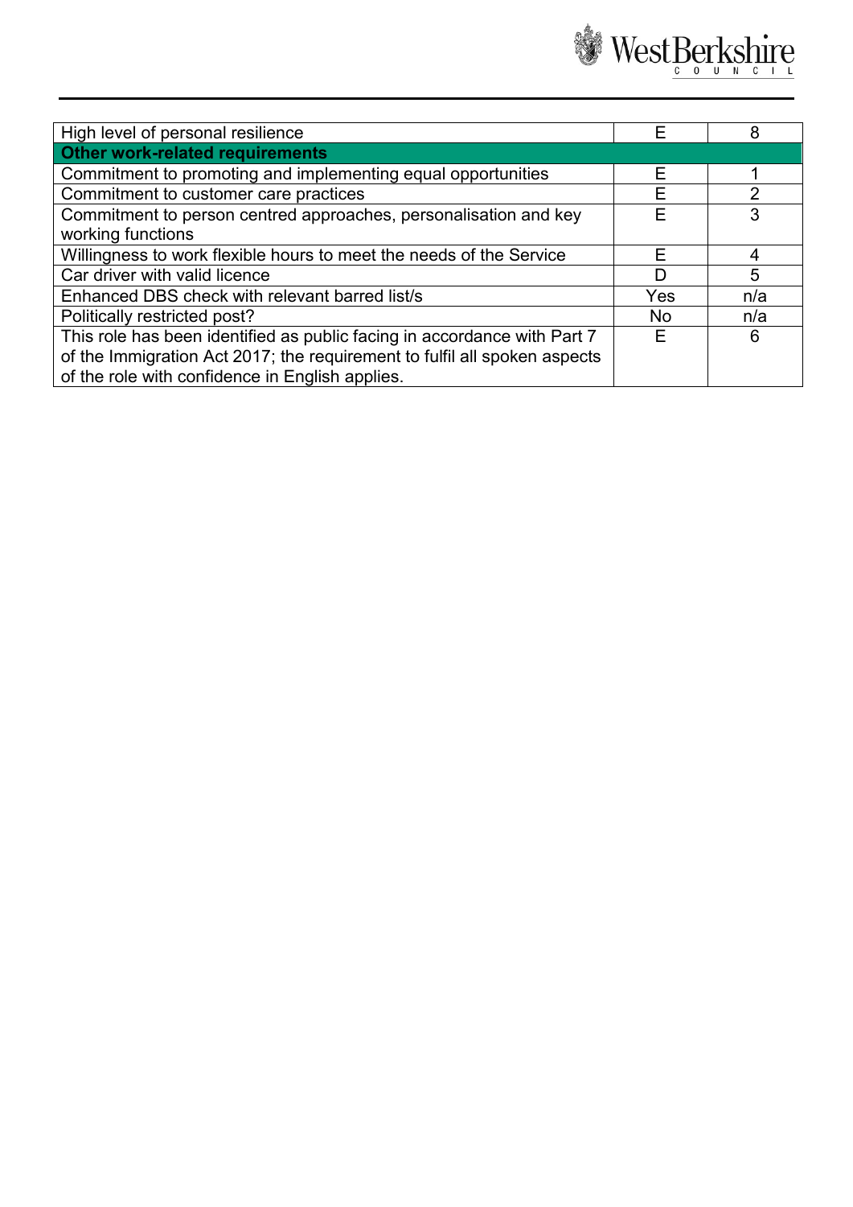| | | |
|---|---|---|
| High level of personal resilience | E | 8 |
| **Other work-related requirements** | | |
| Commitment to promoting and implementing equal opportunities | E | 1 |
| Commitment to customer care practices | E | 2 |
| Commitment to person centred approaches, personalisation and key working functions | E | 3 |
| Willingness to work flexible hours to meet the needs of the Service | E | 4 |
| Car driver with valid licence | D | 5 |
| Enhanced DBS check with relevant barred list/s | Yes | n/a |
| Politically restricted post? | No | n/a |
| This role has been identified as public facing in accordance with Part 7 of the Immigration Act 2017; the requirement to fulfil all spoken aspects of the role with confidence in English applies. | E | 6 |